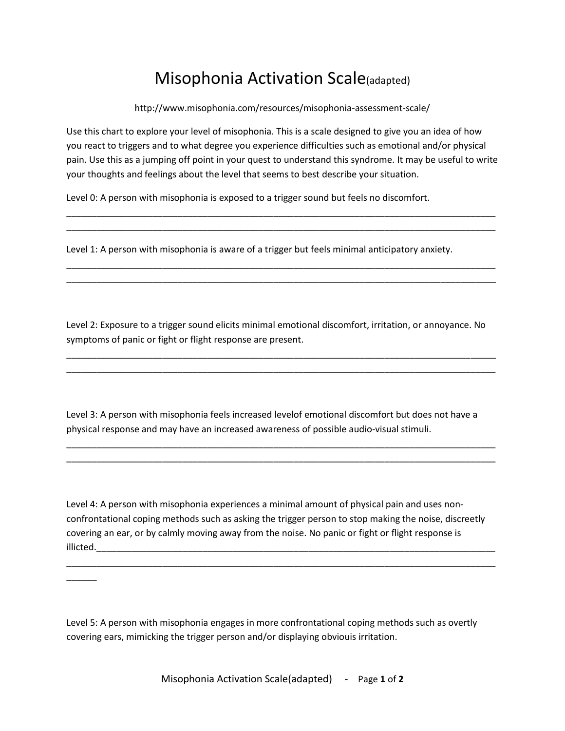# Misophonia Activation Scale(adapted)

http://www.misophonia.com/resources/misophonia-assessment-scale/

Use this chart to explore your level of misophonia. This is a scale designed to give you an idea of how you react to triggers and to what degree you experience difficulties such as emotional and/or physical pain. Use this as a jumping off point in your quest to understand this syndrome. It may be useful to write your thoughts and feelings about the level that seems to best describe your situation.

Level 0: A person with misophonia is exposed to a trigger sound but feels no discomfort.

_______________________________________________________________________________________
_______________________________________________________________________________________

Level 1: A person with misophonia is aware of a trigger but feels minimal anticipatory anxiety.

_______________________________________________________________________________________
_______________________________________________________________________________________

Level 2: Exposure to a trigger sound elicits minimal emotional discomfort, irritation, or annoyance. No symptoms of panic or fight or flight response are present.

_______________________________________________________________________________________
_______________________________________________________________________________________

Level 3: A person with misophonia feels increased levelof emotional discomfort but does not have a physical response and may have an increased awareness of possible audio-visual stimuli.

_______________________________________________________________________________________
_______________________________________________________________________________________

Level 4: A person with misophonia experiences a minimal amount of physical pain and uses non-confrontational coping methods such as asking the trigger person to stop making the noise, discreetly covering an ear, or by calmly moving away from the noise. No panic or fight or flight response is illicted.__________________________________________________________________________
_______________________________________________________________________________________
______

Level 5: A person with misophonia engages in more confrontational coping methods such as overtly covering ears, mimicking the trigger person and/or displaying obviouis irritation.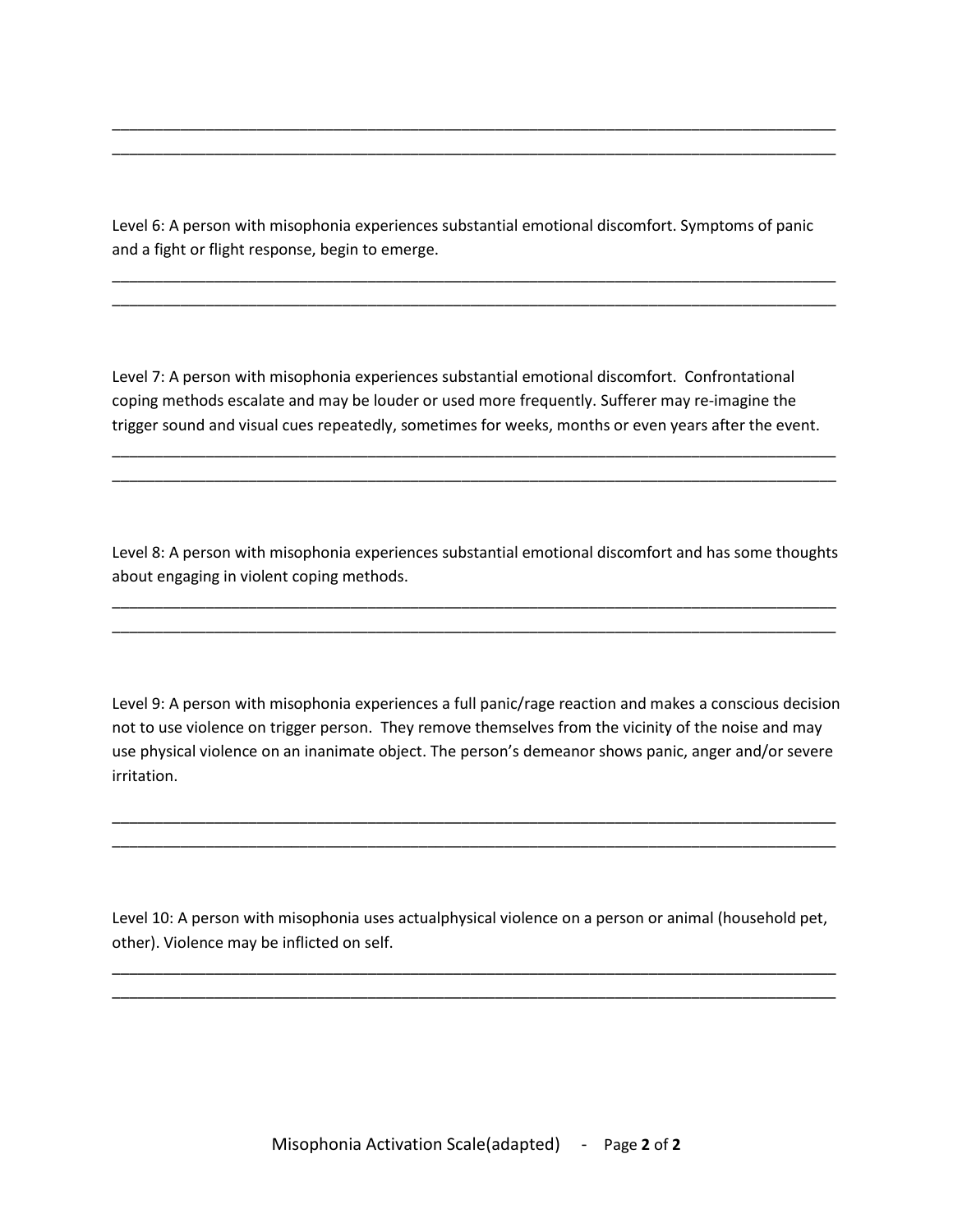\_\_\_\_\_\_\_\_\_\_\_\_\_\_\_\_\_\_\_\_\_\_\_\_\_\_\_\_\_\_\_\_\_\_\_\_\_\_\_\_\_\_\_\_\_\_\_\_\_\_\_\_\_\_\_\_\_\_\_\_\_\_\_\_\_\_\_\_\_\_\_\_\_\_\_\_\_\_\_\_\_\_\_\_\_\_\_\_

\_\_\_\_\_\_\_\_\_\_\_\_\_\_\_\_\_\_\_\_\_\_\_\_\_\_\_\_\_\_\_\_\_\_\_\_\_\_\_\_\_\_\_\_\_\_\_\_\_\_\_\_\_\_\_\_\_\_\_\_\_\_\_\_\_\_\_\_\_\_\_\_\_\_\_\_\_\_\_\_\_\_\_\_\_\_\_\_

Level 6: A person with misophonia experiences substantial emotional discomfort. Symptoms of panic and a fight or flight response, begin to emerge.

\_\_\_\_\_\_\_\_\_\_\_\_\_\_\_\_\_\_\_\_\_\_\_\_\_\_\_\_\_\_\_\_\_\_\_\_\_\_\_\_\_\_\_\_\_\_\_\_\_\_\_\_\_\_\_\_\_\_\_\_\_\_\_\_\_\_\_\_\_\_\_\_\_\_\_\_\_\_\_\_\_\_\_\_\_\_\_\_

\_\_\_\_\_\_\_\_\_\_\_\_\_\_\_\_\_\_\_\_\_\_\_\_\_\_\_\_\_\_\_\_\_\_\_\_\_\_\_\_\_\_\_\_\_\_\_\_\_\_\_\_\_\_\_\_\_\_\_\_\_\_\_\_\_\_\_\_\_\_\_\_\_\_\_\_\_\_\_\_\_\_\_\_\_\_\_\_

Level 7: A person with misophonia experiences substantial emotional discomfort. Confrontational coping methods escalate and may be louder or used more frequently. Sufferer may re-imagine the trigger sound and visual cues repeatedly, sometimes for weeks, months or even years after the event.

\_\_\_\_\_\_\_\_\_\_\_\_\_\_\_\_\_\_\_\_\_\_\_\_\_\_\_\_\_\_\_\_\_\_\_\_\_\_\_\_\_\_\_\_\_\_\_\_\_\_\_\_\_\_\_\_\_\_\_\_\_\_\_\_\_\_\_\_\_\_\_\_\_\_\_\_\_\_\_\_\_\_\_\_\_\_\_\_

\_\_\_\_\_\_\_\_\_\_\_\_\_\_\_\_\_\_\_\_\_\_\_\_\_\_\_\_\_\_\_\_\_\_\_\_\_\_\_\_\_\_\_\_\_\_\_\_\_\_\_\_\_\_\_\_\_\_\_\_\_\_\_\_\_\_\_\_\_\_\_\_\_\_\_\_\_\_\_\_\_\_\_\_\_\_\_\_

Level 8: A person with misophonia experiences substantial emotional discomfort and has some thoughts about engaging in violent coping methods.

\_\_\_\_\_\_\_\_\_\_\_\_\_\_\_\_\_\_\_\_\_\_\_\_\_\_\_\_\_\_\_\_\_\_\_\_\_\_\_\_\_\_\_\_\_\_\_\_\_\_\_\_\_\_\_\_\_\_\_\_\_\_\_\_\_\_\_\_\_\_\_\_\_\_\_\_\_\_\_\_\_\_\_\_\_\_\_\_

\_\_\_\_\_\_\_\_\_\_\_\_\_\_\_\_\_\_\_\_\_\_\_\_\_\_\_\_\_\_\_\_\_\_\_\_\_\_\_\_\_\_\_\_\_\_\_\_\_\_\_\_\_\_\_\_\_\_\_\_\_\_\_\_\_\_\_\_\_\_\_\_\_\_\_\_\_\_\_\_\_\_\_\_\_\_\_\_

Level 9: A person with misophonia experiences a full panic/rage reaction and makes a conscious decision not to use violence on trigger person. They remove themselves from the vicinity of the noise and may use physical violence on an inanimate object. The person's demeanor shows panic, anger and/or severe irritation.

\_\_\_\_\_\_\_\_\_\_\_\_\_\_\_\_\_\_\_\_\_\_\_\_\_\_\_\_\_\_\_\_\_\_\_\_\_\_\_\_\_\_\_\_\_\_\_\_\_\_\_\_\_\_\_\_\_\_\_\_\_\_\_\_\_\_\_\_\_\_\_\_\_\_\_\_\_\_\_\_\_\_\_\_\_\_\_\_

\_\_\_\_\_\_\_\_\_\_\_\_\_\_\_\_\_\_\_\_\_\_\_\_\_\_\_\_\_\_\_\_\_\_\_\_\_\_\_\_\_\_\_\_\_\_\_\_\_\_\_\_\_\_\_\_\_\_\_\_\_\_\_\_\_\_\_\_\_\_\_\_\_\_\_\_\_\_\_\_\_\_\_\_\_\_\_\_

Level 10: A person with misophonia uses actualphysical violence on a person or animal (household pet, other). Violence may be inflicted on self.

\_\_\_\_\_\_\_\_\_\_\_\_\_\_\_\_\_\_\_\_\_\_\_\_\_\_\_\_\_\_\_\_\_\_\_\_\_\_\_\_\_\_\_\_\_\_\_\_\_\_\_\_\_\_\_\_\_\_\_\_\_\_\_\_\_\_\_\_\_\_\_\_\_\_\_\_\_\_\_\_\_\_\_\_\_\_\_\_

\_\_\_\_\_\_\_\_\_\_\_\_\_\_\_\_\_\_\_\_\_\_\_\_\_\_\_\_\_\_\_\_\_\_\_\_\_\_\_\_\_\_\_\_\_\_\_\_\_\_\_\_\_\_\_\_\_\_\_\_\_\_\_\_\_\_\_\_\_\_\_\_\_\_\_\_\_\_\_\_\_\_\_\_\_\_\_\_